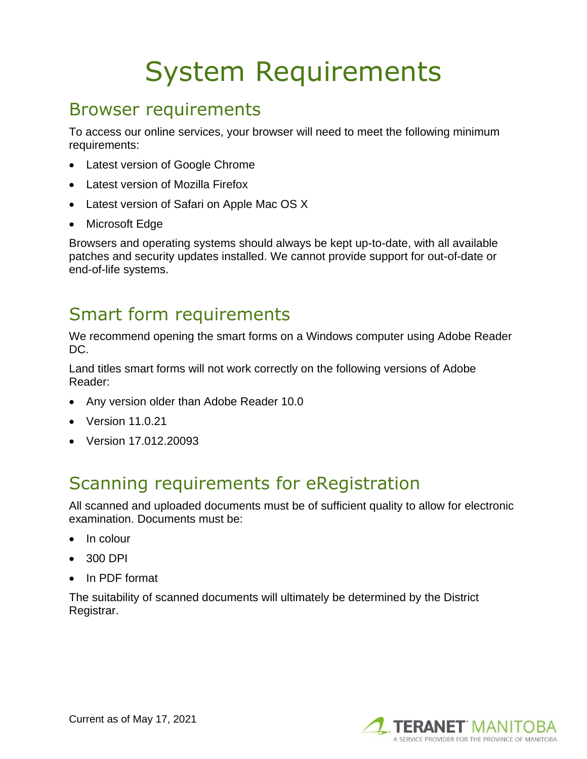# System Requirements

## Browser requirements

To access our online services, your browser will need to meet the following minimum requirements:

- Latest version of Google Chrome
- Latest version of Mozilla Firefox
- Latest version of Safari on Apple Mac OS X
- Microsoft Edge

Browsers and operating systems should always be kept up-to-date, with all available patches and security updates installed. We cannot provide support for out-of-date or end-of-life systems.

## Smart form requirements

We recommend opening the smart forms on a Windows computer using Adobe Reader DC.

Land titles smart forms will not work correctly on the following versions of Adobe Reader:

- Any version older than Adobe Reader 10.0
- Version 11.0.21
- Version 17.012.20093

## Scanning requirements for eRegistration

All scanned and uploaded documents must be of sufficient quality to allow for electronic examination. Documents must be:

- In colour
- 300 DPI
- In PDF format

The suitability of scanned documents will ultimately be determined by the District Registrar.

Current as of May 17, 2021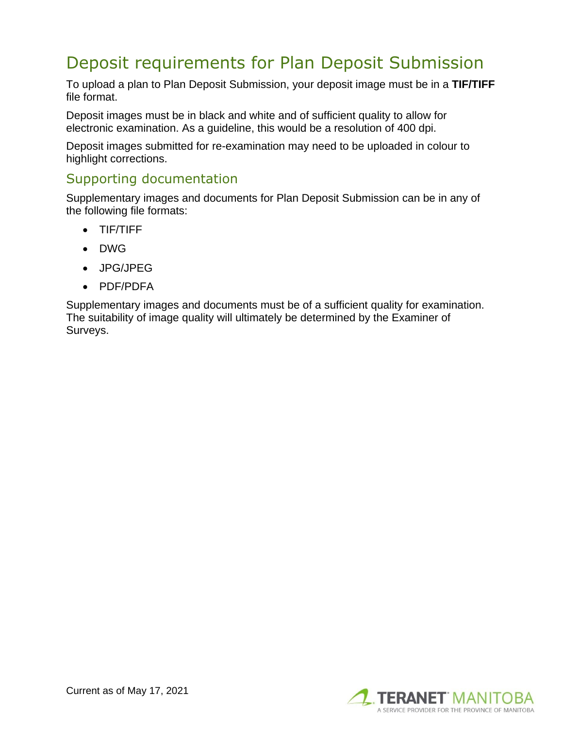# Deposit requirements for Plan Deposit Submission

To upload a plan to Plan Deposit Submission, your deposit image must be in a **TIF/TIFF** file format.

Deposit images must be in black and white and of sufficient quality to allow for electronic examination. As a guideline, this would be a resolution of 400 dpi.

Deposit images submitted for re-examination may need to be uploaded in colour to highlight corrections.

## Supporting documentation

Supplementary images and documents for Plan Deposit Submission can be in any of the following file formats:

- TIF/TIFF
- DWG
- JPG/JPEG
- PDF/PDFA

Supplementary images and documents must be of a sufficient quality for examination. The suitability of image quality will ultimately be determined by the Examiner of Surveys.

Current as of May 17, 2021